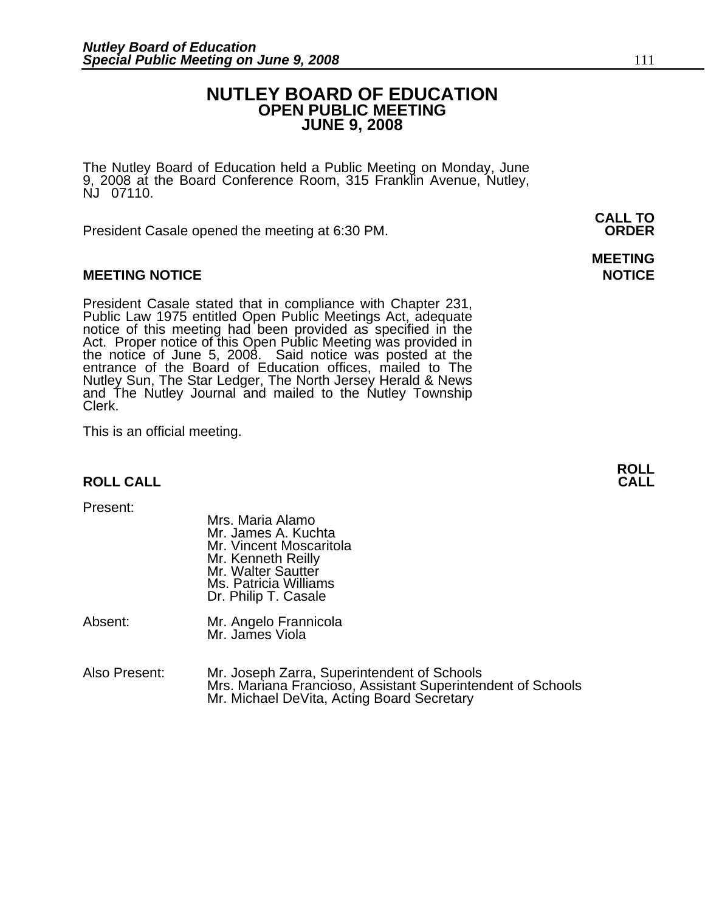# NUTLEY BOARD OF EDUCATION
## OPEN PUBLIC MEETING
## JUNE 9, 2008

The Nutley Board of Education held a Public Meeting on Monday, June 9, 2008 at the Board Conference Room, 315 Franklin Avenue, Nutley, NJ 07110.

**CALL TO ORDER**

President Casale opened the meeting at 6:30 PM.

### MEETING NOTICE

**MEETING NOTICE**

President Casale stated that in compliance with Chapter 231, Public Law 1975 entitled Open Public Meetings Act, adequate notice of this meeting had been provided as specified in the Act. Proper notice of this Open Public Meeting was provided in the notice of June 5, 2008. Said notice was posted at the entrance of the Board of Education offices, mailed to The Nutley Sun, The Star Ledger, The North Jersey Herald & News and The Nutley Journal and mailed to the Nutley Township Clerk.

This is an official meeting.

### ROLL CALL

**ROLL CALL**

Present:

- Mrs. Maria Alamo
- Mr. James A. Kuchta
- Mr. Vincent Moscaritola
- Mr. Kenneth Reilly
- Mr. Walter Sautter
- Ms. Patricia Williams
- Dr. Philip T. Casale

Absent:

- Mr. Angelo Frannicola
- Mr. James Viola

Also Present:

- Mr. Joseph Zarra, Superintendent of Schools
- Mrs. Mariana Francioso, Assistant Superintendent of Schools
- Mr. Michael DeVita, Acting Board Secretary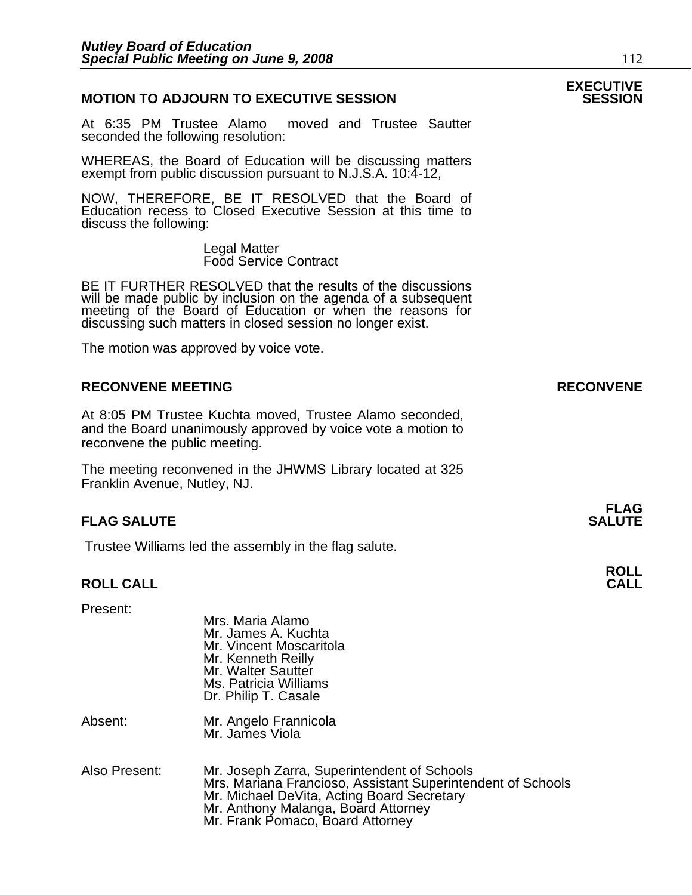## MOTION TO ADJOURN TO EXECUTIVE SESSION

**EXECUTIVE SESSION**

At 6:35 PM Trustee Alamo moved and Trustee Sautter seconded the following resolution:

WHEREAS, the Board of Education will be discussing matters exempt from public discussion pursuant to N.J.S.A. 10:4-12,

NOW, THEREFORE, BE IT RESOLVED that the Board of Education recess to Closed Executive Session at this time to discuss the following:

Legal Matter
Food Service Contract

BE IT FURTHER RESOLVED that the results of the discussions will be made public by inclusion on the agenda of a subsequent meeting of the Board of Education or when the reasons for discussing such matters in closed session no longer exist.

The motion was approved by voice vote.

## RECONVENE MEETING

**RECONVENE**

At 8:05 PM Trustee Kuchta moved, Trustee Alamo seconded, and the Board unanimously approved by voice vote a motion to reconvene the public meeting.

The meeting reconvened in the JHWMS Library located at 325 Franklin Avenue, Nutley, NJ.

## FLAG SALUTE

**FLAG SALUTE**

Trustee Williams led the assembly in the flag salute.

## ROLL CALL

**ROLL CALL**

Present:
- Mrs. Maria Alamo
- Mr. James A. Kuchta
- Mr. Vincent Moscaritola
- Mr. Kenneth Reilly
- Mr. Walter Sautter
- Ms. Patricia Williams
- Dr. Philip T. Casale

Absent:
- Mr. Angelo Frannicola
- Mr. James Viola

Also Present:
- Mr. Joseph Zarra, Superintendent of Schools
- Mrs. Mariana Francioso, Assistant Superintendent of Schools
- Mr. Michael DeVita, Acting Board Secretary
- Mr. Anthony Malanga, Board Attorney
- Mr. Frank Pomaco, Board Attorney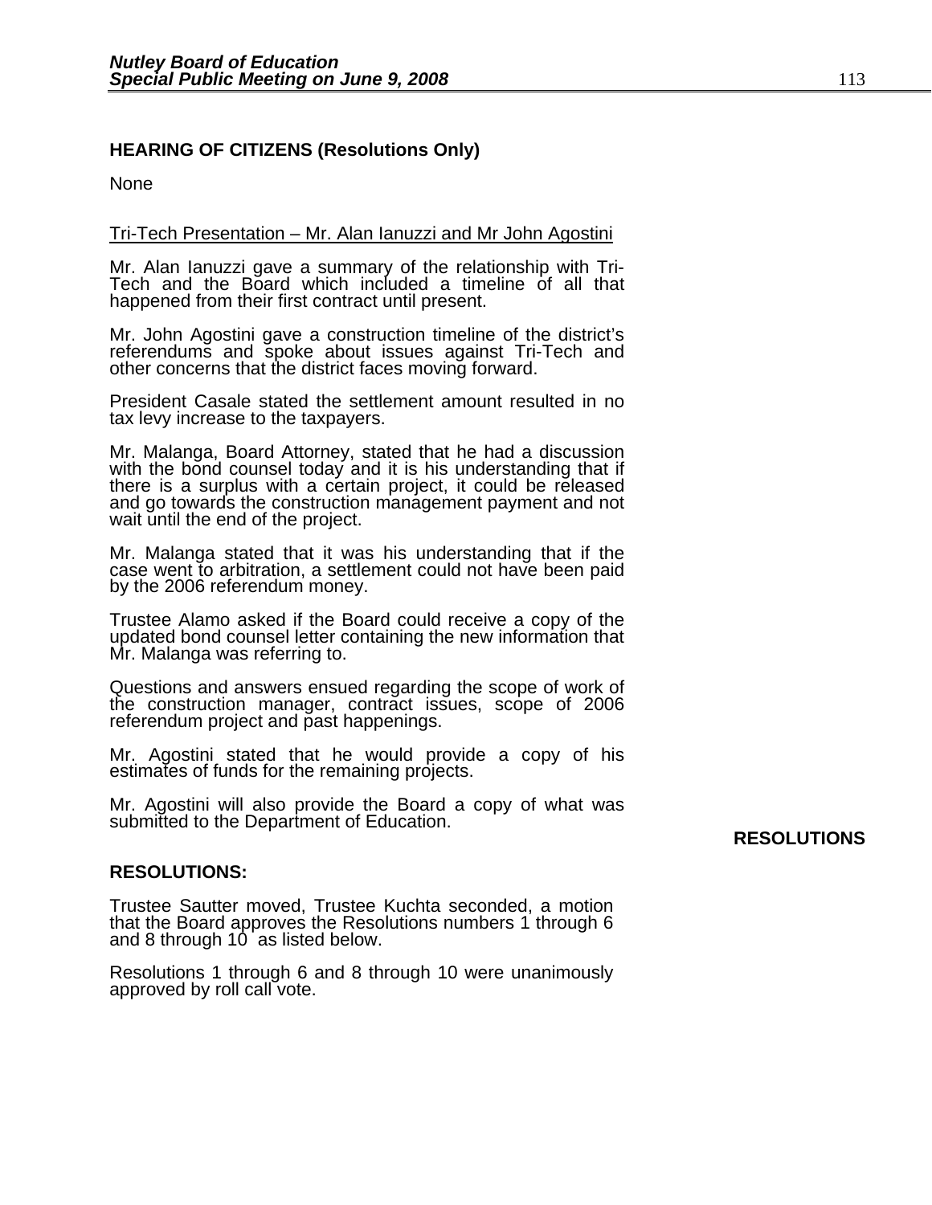**HEARING OF CITIZENS (Resolutions Only)**

None

Tri-Tech Presentation – Mr. Alan Ianuzzi and Mr John Agostini

Mr. Alan Ianuzzi gave a summary of the relationship with Tri-Tech and the Board which included a timeline of all that happened from their first contract until present.

Mr. John Agostini gave a construction timeline of the district's referendums and spoke about issues against Tri-Tech and other concerns that the district faces moving forward.

President Casale stated the settlement amount resulted in no tax levy increase to the taxpayers.

Mr. Malanga, Board Attorney, stated that he had a discussion with the bond counsel today and it is his understanding that if there is a surplus with a certain project, it could be released and go towards the construction management payment and not wait until the end of the project.

Mr. Malanga stated that it was his understanding that if the case went to arbitration, a settlement could not have been paid by the 2006 referendum money.

Trustee Alamo asked if the Board could receive a copy of the updated bond counsel letter containing the new information that Mr. Malanga was referring to.

Questions and answers ensued regarding the scope of work of the construction manager, contract issues, scope of 2006 referendum project and past happenings.

Mr. Agostini stated that he would provide a copy of his estimates of funds for the remaining projects.

Mr. Agostini will also provide the Board a copy of what was submitted to the Department of Education.

**RESOLUTIONS**

**RESOLUTIONS:**

Trustee Sautter moved, Trustee Kuchta seconded, a motion that the Board approves the Resolutions numbers 1 through 6 and 8 through 10 as listed below.

Resolutions 1 through 6 and 8 through 10 were unanimously approved by roll call vote.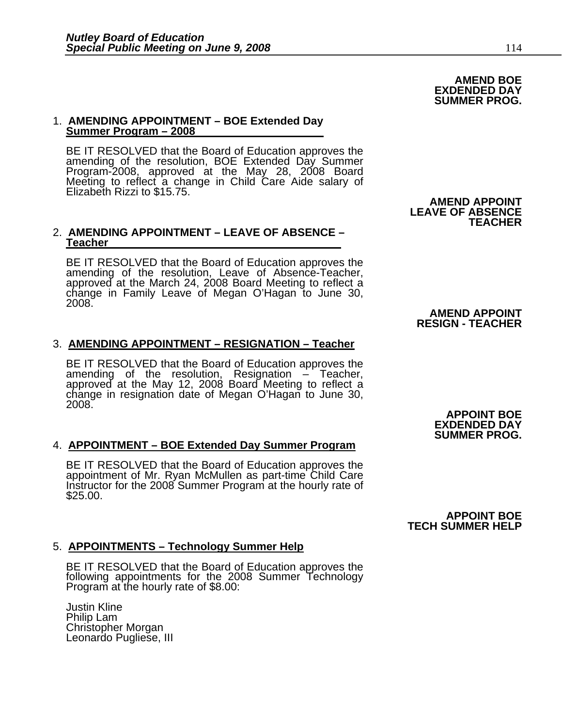**AMEND BOE EXDENDED DAY SUMMER PROG.**

1. **AMENDING APPOINTMENT – BOE Extended Day Summer Program – 2008**

   BE IT RESOLVED that the Board of Education approves the amending of the resolution, BOE Extended Day Summer Program-2008, approved at the May 28, 2008 Board Meeting to reflect a change in Child Care Aide salary of Elizabeth Rizzi to $15.75.

**AMEND APPOINT LEAVE OF ABSENCE TEACHER**

2. **AMENDING APPOINTMENT – LEAVE OF ABSENCE – Teacher**

   BE IT RESOLVED that the Board of Education approves the amending of the resolution, Leave of Absence-Teacher, approved at the March 24, 2008 Board Meeting to reflect a change in Family Leave of Megan O'Hagan to June 30, 2008.

**AMEND APPOINT RESIGN - TEACHER**

3. **AMENDING APPOINTMENT – RESIGNATION – Teacher**

   BE IT RESOLVED that the Board of Education approves the amending of the resolution, Resignation – Teacher, approved at the May 12, 2008 Board Meeting to reflect a change in resignation date of Megan O'Hagan to June 30, 2008.

**APPOINT BOE EXDENDED DAY SUMMER PROG.**

4. **APPOINTMENT – BOE Extended Day Summer Program**

   BE IT RESOLVED that the Board of Education approves the appointment of Mr. Ryan McMullen as part-time Child Care Instructor for the 2008 Summer Program at the hourly rate of $25.00.

**APPOINT BOE TECH SUMMER HELP**

5. **APPOINTMENTS – Technology Summer Help**

   BE IT RESOLVED that the Board of Education approves the following appointments for the 2008 Summer Technology Program at the hourly rate of $8.00:

   Justin Kline
   Philip Lam
   Christopher Morgan
   Leonardo Pugliese, III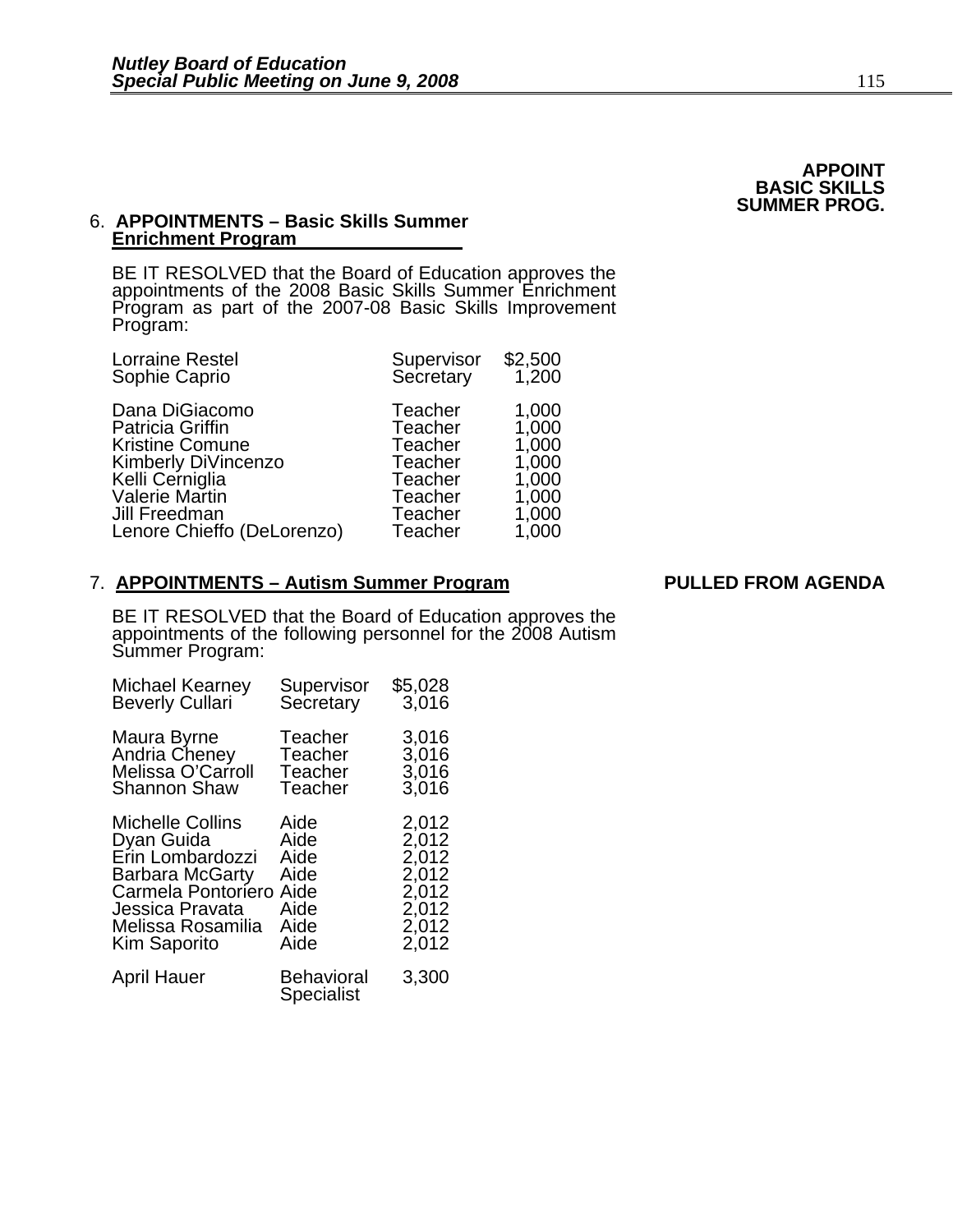**APPOINT BASIC SKILLS SUMMER PROG.**

6. **APPOINTMENTS – Basic Skills Summer Enrichment Program**

BE IT RESOLVED that the Board of Education approves the appointments of the 2008 Basic Skills Summer Enrichment Program as part of the 2007-08 Basic Skills Improvement Program:

| Name | Position | Amount |
|---|---|---|
| Lorraine Restel | Supervisor | $2,500 |
| Sophie Caprio | Secretary | 1,200 |
| Dana DiGiacomo | Teacher | 1,000 |
| Patricia Griffin | Teacher | 1,000 |
| Kristine Comune | Teacher | 1,000 |
| Kimberly DiVincenzo | Teacher | 1,000 |
| Kelli Cerniglia | Teacher | 1,000 |
| Valerie Martin | Teacher | 1,000 |
| Jill Freedman | Teacher | 1,000 |
| Lenore Chieffo (DeLorenzo) | Teacher | 1,000 |

7. **APPOINTMENTS – Autism Summer Program** **PULLED FROM AGENDA**

BE IT RESOLVED that the Board of Education approves the appointments of the following personnel for the 2008 Autism Summer Program:

| Name | Position | Amount |
|---|---|---|
| Michael Kearney | Supervisor | $5,028 |
| Beverly Cullari | Secretary | 3,016 |
| Maura Byrne | Teacher | 3,016 |
| Andria Cheney | Teacher | 3,016 |
| Melissa O'Carroll | Teacher | 3,016 |
| Shannon Shaw | Teacher | 3,016 |
| Michelle Collins | Aide | 2,012 |
| Dyan Guida | Aide | 2,012 |
| Erin Lombardozzi | Aide | 2,012 |
| Barbara McGarty | Aide | 2,012 |
| Carmela Pontoriero | Aide | 2,012 |
| Jessica Pravata | Aide | 2,012 |
| Melissa Rosamilia | Aide | 2,012 |
| Kim Saporito | Aide | 2,012 |
| April Hauer | Behavioral Specialist | 3,300 |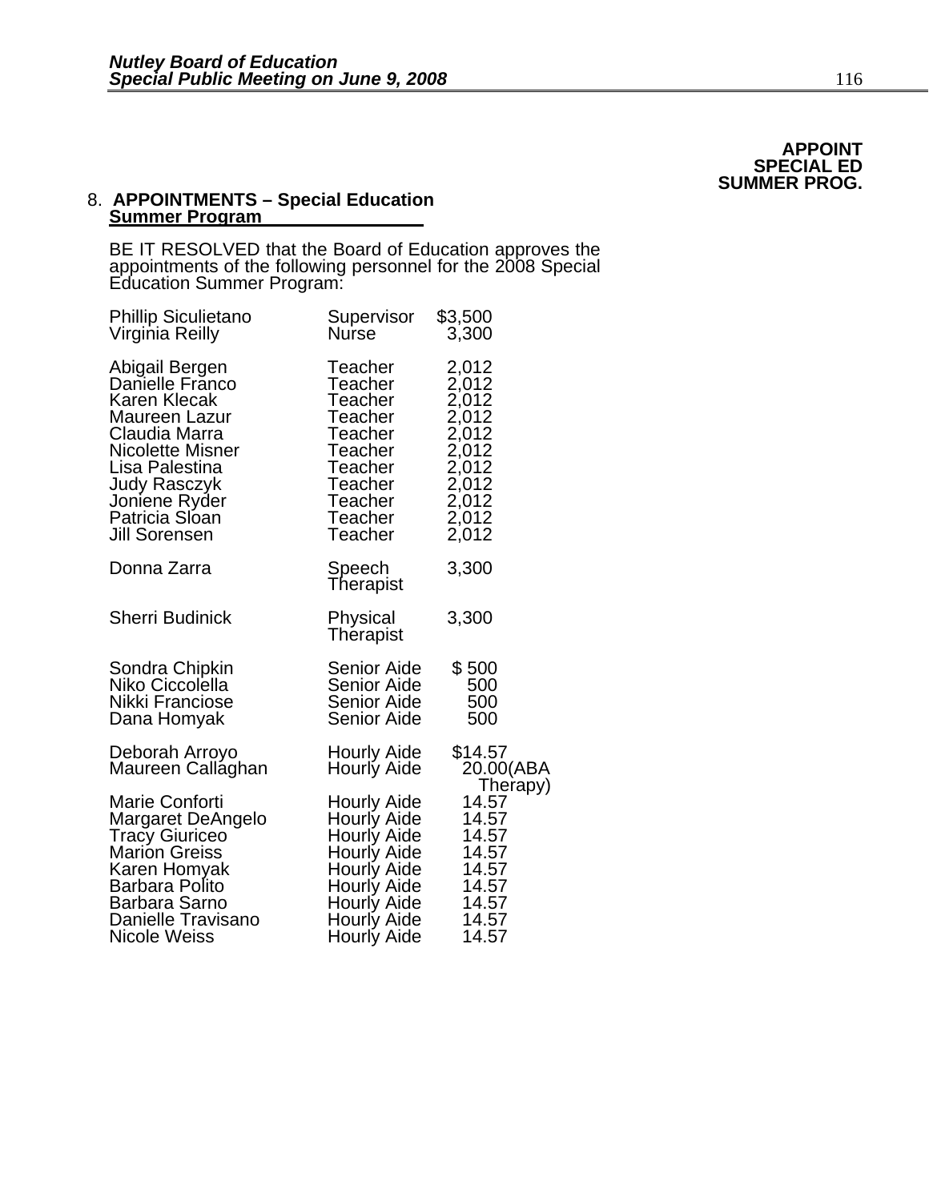**APPOINT SPECIAL ED SUMMER PROG.**

8. **APPOINTMENTS – Special Education Summer Program**

BE IT RESOLVED that the Board of Education approves the appointments of the following personnel for the 2008 Special Education Summer Program:

| Name | Position | Amount |
|---|---|---|
| Phillip Siculietano | Supervisor | $3,500 |
| Virginia Reilly | Nurse | 3,300 |
| Abigail Bergen | Teacher | 2,012 |
| Danielle Franco | Teacher | 2,012 |
| Karen Klecak | Teacher | 2,012 |
| Maureen Lazur | Teacher | 2,012 |
| Claudia Marra | Teacher | 2,012 |
| Nicolette Misner | Teacher | 2,012 |
| Lisa Palestina | Teacher | 2,012 |
| Judy Rasczyk | Teacher | 2,012 |
| Joniene Ryder | Teacher | 2,012 |
| Patricia Sloan | Teacher | 2,012 |
| Jill Sorensen | Teacher | 2,012 |
| Donna Zarra | Speech Therapist | 3,300 |
| Sherri Budinick | Physical Therapist | 3,300 |
| Sondra Chipkin | Senior Aide | $ 500 |
| Niko Ciccolella | Senior Aide | 500 |
| Nikki Franciose | Senior Aide | 500 |
| Dana Homyak | Senior Aide | 500 |
| Deborah Arroyo | Hourly Aide | $14.57 |
| Maureen Callaghan | Hourly Aide | 20.00(ABA Therapy) |
| Marie Conforti | Hourly Aide | 14.57 |
| Margaret DeAngelo | Hourly Aide | 14.57 |
| Tracy Giuriceo | Hourly Aide | 14.57 |
| Marion Greiss | Hourly Aide | 14.57 |
| Karen Homyak | Hourly Aide | 14.57 |
| Barbara Polito | Hourly Aide | 14.57 |
| Barbara Sarno | Hourly Aide | 14.57 |
| Danielle Travisano | Hourly Aide | 14.57 |
| Nicole Weiss | Hourly Aide | 14.57 |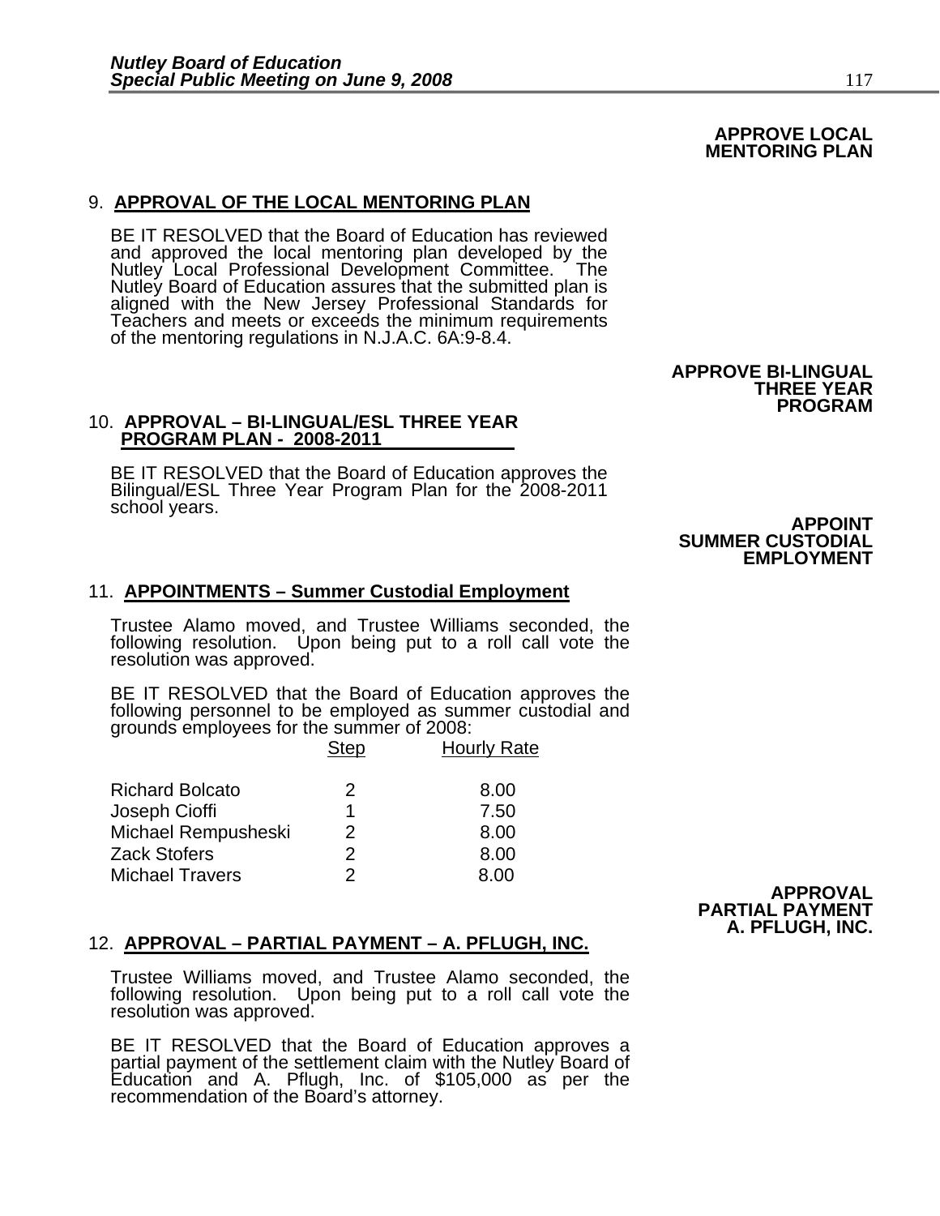**APPROVE LOCAL MENTORING PLAN**

9. **APPROVAL OF THE LOCAL MENTORING PLAN**

BE IT RESOLVED that the Board of Education has reviewed and approved the local mentoring plan developed by the Nutley Local Professional Development Committee. The Nutley Board of Education assures that the submitted plan is aligned with the New Jersey Professional Standards for Teachers and meets or exceeds the minimum requirements of the mentoring regulations in N.J.A.C. 6A:9-8.4.

**APPROVE BI-LINGUAL THREE YEAR PROGRAM**

10. **APPROVAL – BI-LINGUAL/ESL THREE YEAR PROGRAM PLAN - 2008-2011**

BE IT RESOLVED that the Board of Education approves the Bilingual/ESL Three Year Program Plan for the 2008-2011 school years.

**APPOINT SUMMER CUSTODIAL EMPLOYMENT**

11. **APPOINTMENTS – Summer Custodial Employment**

Trustee Alamo moved, and Trustee Williams seconded, the following resolution. Upon being put to a roll call vote the resolution was approved.

BE IT RESOLVED that the Board of Education approves the following personnel to be employed as summer custodial and grounds employees for the summer of 2008:

| | Step | Hourly Rate |
|---|---|---|
| Richard Bolcato | 2 | 8.00 |
| Joseph Cioffi | 1 | 7.50 |
| Michael Rempusheski | 2 | 8.00 |
| Zack Stofers | 2 | 8.00 |
| Michael Travers | 2 | 8.00 |

**APPROVAL PARTIAL PAYMENT A. PFLUGH, INC.**

12. **APPROVAL – PARTIAL PAYMENT – A. PFLUGH, INC.**

Trustee Williams moved, and Trustee Alamo seconded, the following resolution. Upon being put to a roll call vote the resolution was approved.

BE IT RESOLVED that the Board of Education approves a partial payment of the settlement claim with the Nutley Board of Education and A. Pflugh, Inc. of $105,000 as per the recommendation of the Board's attorney.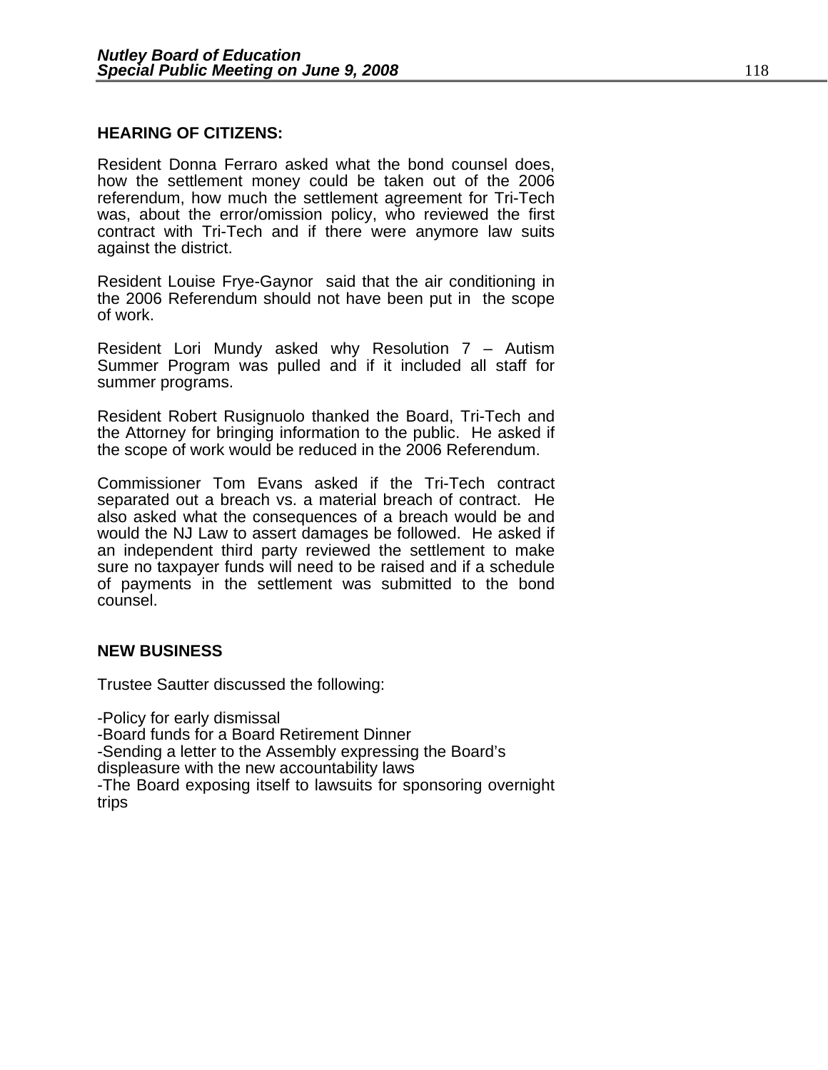## HEARING OF CITIZENS:

Resident Donna Ferraro asked what the bond counsel does, how the settlement money could be taken out of the 2006 referendum, how much the settlement agreement for Tri-Tech was, about the error/omission policy, who reviewed the first contract with Tri-Tech and if there were anymore law suits against the district.

Resident Louise Frye-Gaynor said that the air conditioning in the 2006 Referendum should not have been put in the scope of work.

Resident Lori Mundy asked why Resolution 7 – Autism Summer Program was pulled and if it included all staff for summer programs.

Resident Robert Rusignuolo thanked the Board, Tri-Tech and the Attorney for bringing information to the public. He asked if the scope of work would be reduced in the 2006 Referendum.

Commissioner Tom Evans asked if the Tri-Tech contract separated out a breach vs. a material breach of contract. He also asked what the consequences of a breach would be and would the NJ Law to assert damages be followed. He asked if an independent third party reviewed the settlement to make sure no taxpayer funds will need to be raised and if a schedule of payments in the settlement was submitted to the bond counsel.

## NEW BUSINESS

Trustee Sautter discussed the following:

- Policy for early dismissal
- Board funds for a Board Retirement Dinner
- Sending a letter to the Assembly expressing the Board's displeasure with the new accountability laws
- The Board exposing itself to lawsuits for sponsoring overnight trips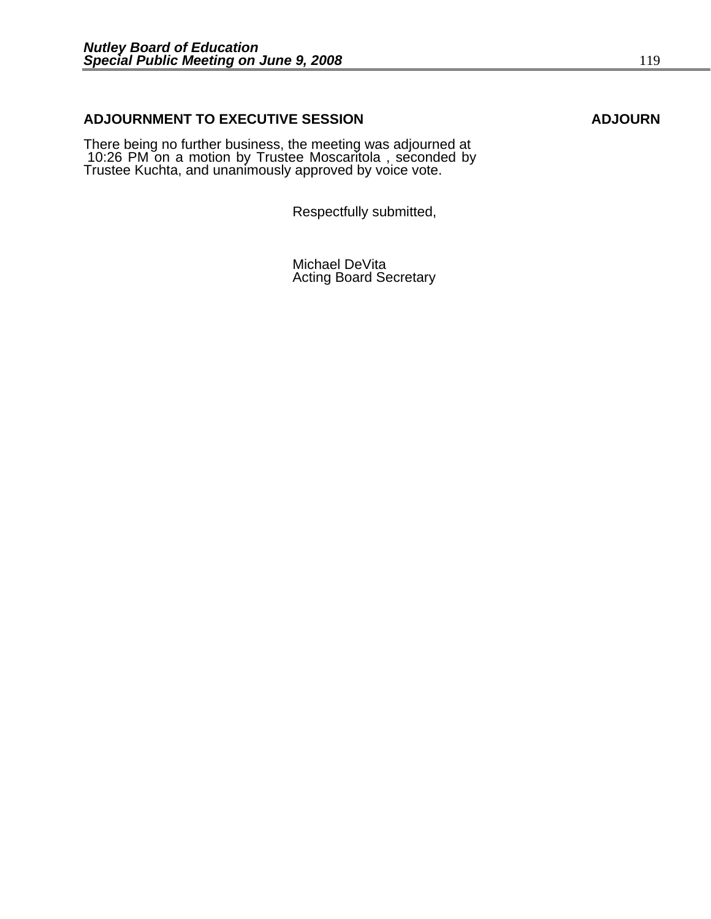**ADJOURNMENT TO EXECUTIVE SESSION** **ADJOURN**

There being no further business, the meeting was adjourned at 10:26 PM on a motion by Trustee Moscaritola , seconded by Trustee Kuchta, and unanimously approved by voice vote.

Respectfully submitted,

Michael DeVita
Acting Board Secretary